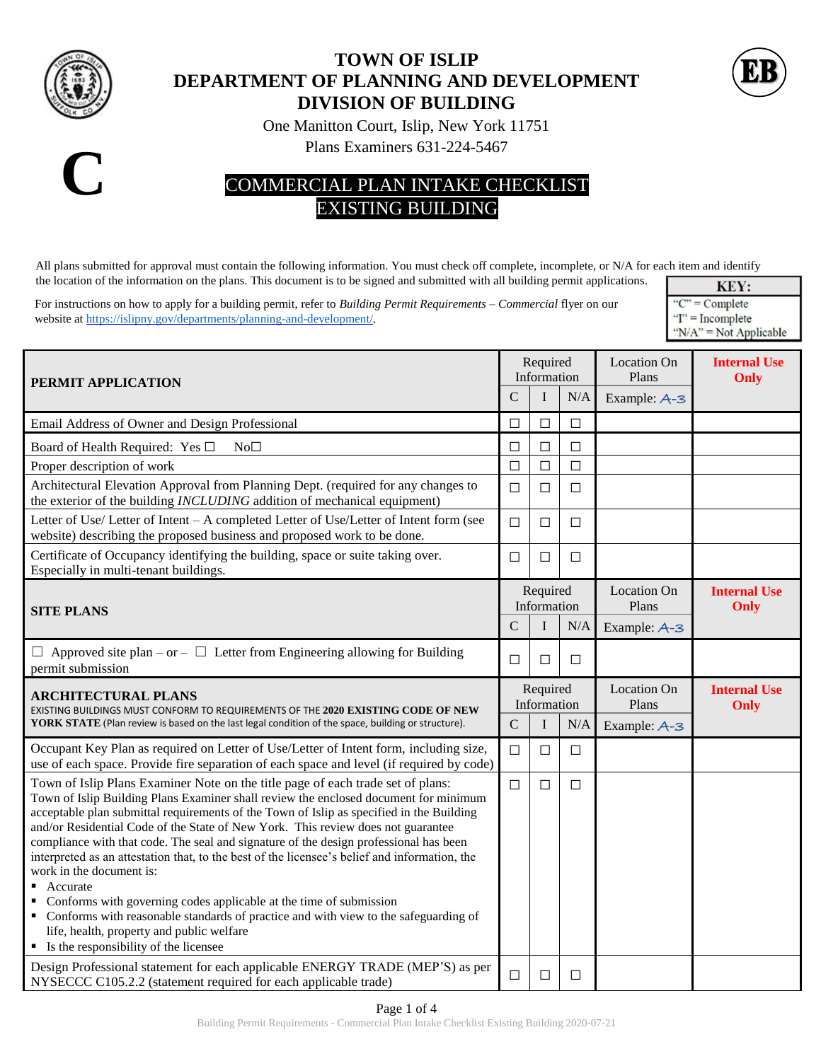# TOWN OF ISLIP
# DEPARTMENT OF PLANNING AND DEVELOPMENT
# DIVISION OF BUILDING

One Manitton Court, Islip, New York 11751

Plans Examiners 631-224-5467

**C**

**EB**

## COMMERCIAL PLAN INTAKE CHECKLIST
## EXISTING BUILDING

All plans submitted for approval must contain the following information. You must check off complete, incomplete, or N/A for each item and identify the location of the information on the plans. This document is to be signed and submitted with all building permit applications.

For instructions on how to apply for a building permit, refer to *Building Permit Requirements – Commercial* flyer on our website at https://islipny.gov/departments/planning-and-development/.

| KEY: |
|---|
| "C" = Complete |
| "I" = Incomplete |
| "N/A" = Not Applicable |

| **PERMIT APPLICATION** | Required Information | | | Location On Plans | **Internal Use Only** |
|---|---|---|---|---|---|
| | C | I | N/A | Example: A-3 | |
| Email Address of Owner and Design Professional | ☐ | ☐ | ☐ | | |
| Board of Health Required: Yes ☐ No☐ | ☐ | ☐ | ☐ | | |
| Proper description of work | ☐ | ☐ | ☐ | | |
| Architectural Elevation Approval from Planning Dept. (required for any changes to the exterior of the building *INCLUDING* addition of mechanical equipment) | ☐ | ☐ | ☐ | | |
| Letter of Use/ Letter of Intent – A completed Letter of Use/Letter of Intent form (see website) describing the proposed business and proposed work to be done. | ☐ | ☐ | ☐ | | |
| Certificate of Occupancy identifying the building, space or suite taking over. Especially in multi-tenant buildings. | ☐ | ☐ | ☐ | | |
| **SITE PLANS** | Required Information | | | Location On Plans | **Internal Use Only** |
| | C | I | N/A | Example: A-3 | |
| ☐ Approved site plan – or – ☐ Letter from Engineering allowing for Building permit submission | ☐ | ☐ | ☐ | | |
| **ARCHITECTURAL PLANS** EXISTING BUILDINGS MUST CONFORM TO REQUIREMENTS OF THE **2020 EXISTING CODE OF NEW YORK STATE** (Plan review is based on the last legal condition of the space, building or structure). | Required Information | | | Location On Plans | **Internal Use Only** |
| | C | I | N/A | Example: A-3 | |
| Occupant Key Plan as required on Letter of Use/Letter of Intent form, including size, use of each space. Provide fire separation of each space and level (if required by code) | ☐ | ☐ | ☐ | | |
| Town of Islip Plans Examiner Note on the title page of each trade set of plans: Town of Islip Building Plans Examiner shall review the enclosed document for minimum acceptable plan submittal requirements of the Town of Islip as specified in the Building and/or Residential Code of the State of New York. This review does not guarantee compliance with that code. The seal and signature of the design professional has been interpreted as an attestation that, to the best of the licensee's belief and information, the work in the document is:<br>▪ Accurate<br>▪ Conforms with governing codes applicable at the time of submission<br>▪ Conforms with reasonable standards of practice and with view to the safeguarding of life, health, property and public welfare<br>▪ Is the responsibility of the licensee | ☐ | ☐ | ☐ | | |
| Design Professional statement for each applicable ENERGY TRADE (MEP'S) as per NYSECCC C105.2.2 (statement required for each applicable trade) | ☐ | ☐ | ☐ | | |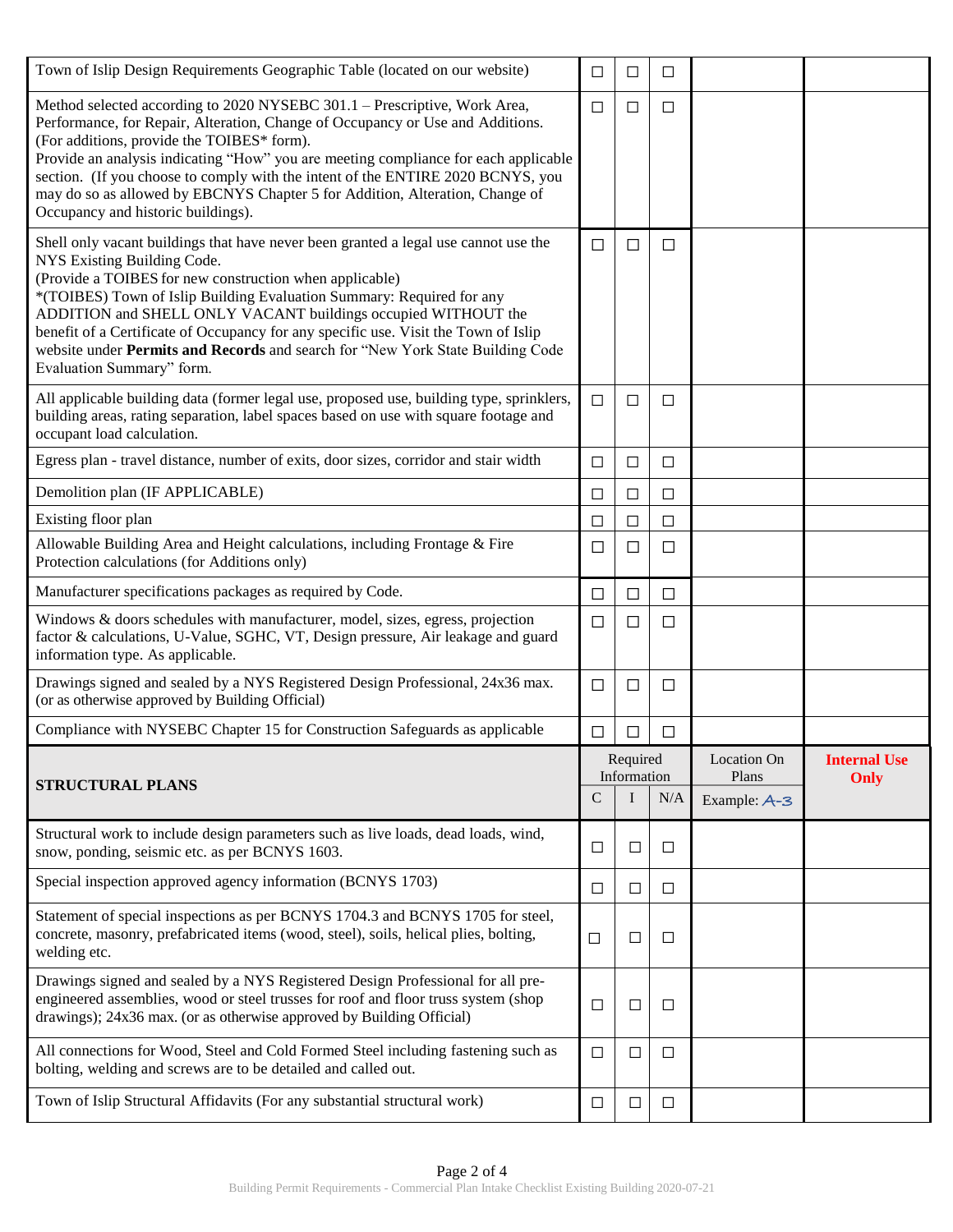| | C | I | N/A | Location On Plans | Internal Use Only |
|---|---|---|---|---|---|
| Town of Islip Design Requirements Geographic Table (located on our website) | ☐ | ☐ | ☐ | | |
| Method selected according to 2020 NYSEBC 301.1 – Prescriptive, Work Area, Performance, for Repair, Alteration, Change of Occupancy or Use and Additions. (For additions, provide the TOIBES* form).<br>Provide an analysis indicating "How" you are meeting compliance for each applicable section. (If you choose to comply with the intent of the ENTIRE 2020 BCNYS, you may do so as allowed by EBCNYS Chapter 5 for Addition, Alteration, Change of Occupancy and historic buildings). | ☐ | ☐ | ☐ | | |
| Shell only vacant buildings that have never been granted a legal use cannot use the NYS Existing Building Code.<br>(Provide a TOIBES for new construction when applicable)<br>*(TOIBES) Town of Islip Building Evaluation Summary: Required for any ADDITION and SHELL ONLY VACANT buildings occupied WITHOUT the benefit of a Certificate of Occupancy for any specific use. Visit the Town of Islip website under **Permits and Records** and search for "New York State Building Code Evaluation Summary" form. | ☐ | ☐ | ☐ | | |
| All applicable building data (former legal use, proposed use, building type, sprinklers, building areas, rating separation, label spaces based on use with square footage and occupant load calculation. | ☐ | ☐ | ☐ | | |
| Egress plan - travel distance, number of exits, door sizes, corridor and stair width | ☐ | ☐ | ☐ | | |
| Demolition plan (IF APPLICABLE) | ☐ | ☐ | ☐ | | |
| Existing floor plan | ☐ | ☐ | ☐ | | |
| Allowable Building Area and Height calculations, including Frontage & Fire Protection calculations (for Additions only) | ☐ | ☐ | ☐ | | |
| Manufacturer specifications packages as required by Code. | ☐ | ☐ | ☐ | | |
| Windows & doors schedules with manufacturer, model, sizes, egress, projection factor & calculations, U-Value, SGHC, VT, Design pressure, Air leakage and guard information type. As applicable. | ☐ | ☐ | ☐ | | |
| Drawings signed and sealed by a NYS Registered Design Professional, 24x36 max. (or as otherwise approved by Building Official) | ☐ | ☐ | ☐ | | |
| Compliance with NYSEBC Chapter 15 for Construction Safeguards as applicable | ☐ | ☐ | ☐ | | |

| **STRUCTURAL PLANS** | Required Information | | | Location On Plans | **Internal Use Only** |
|---|---|---|---|---|---|
| | C | I | N/A | Example: A-3 | |
| Structural work to include design parameters such as live loads, dead loads, wind, snow, ponding, seismic etc. as per BCNYS 1603. | ☐ | ☐ | ☐ | | |
| Special inspection approved agency information (BCNYS 1703) | ☐ | ☐ | ☐ | | |
| Statement of special inspections as per BCNYS 1704.3 and BCNYS 1705 for steel, concrete, masonry, prefabricated items (wood, steel), soils, helical plies, bolting, welding etc. | ☐ | ☐ | ☐ | | |
| Drawings signed and sealed by a NYS Registered Design Professional for all pre-engineered assemblies, wood or steel trusses for roof and floor truss system (shop drawings); 24x36 max. (or as otherwise approved by Building Official) | ☐ | ☐ | ☐ | | |
| All connections for Wood, Steel and Cold Formed Steel including fastening such as bolting, welding and screws are to be detailed and called out. | ☐ | ☐ | ☐ | | |
| Town of Islip Structural Affidavits (For any substantial structural work) | ☐ | ☐ | ☐ | | |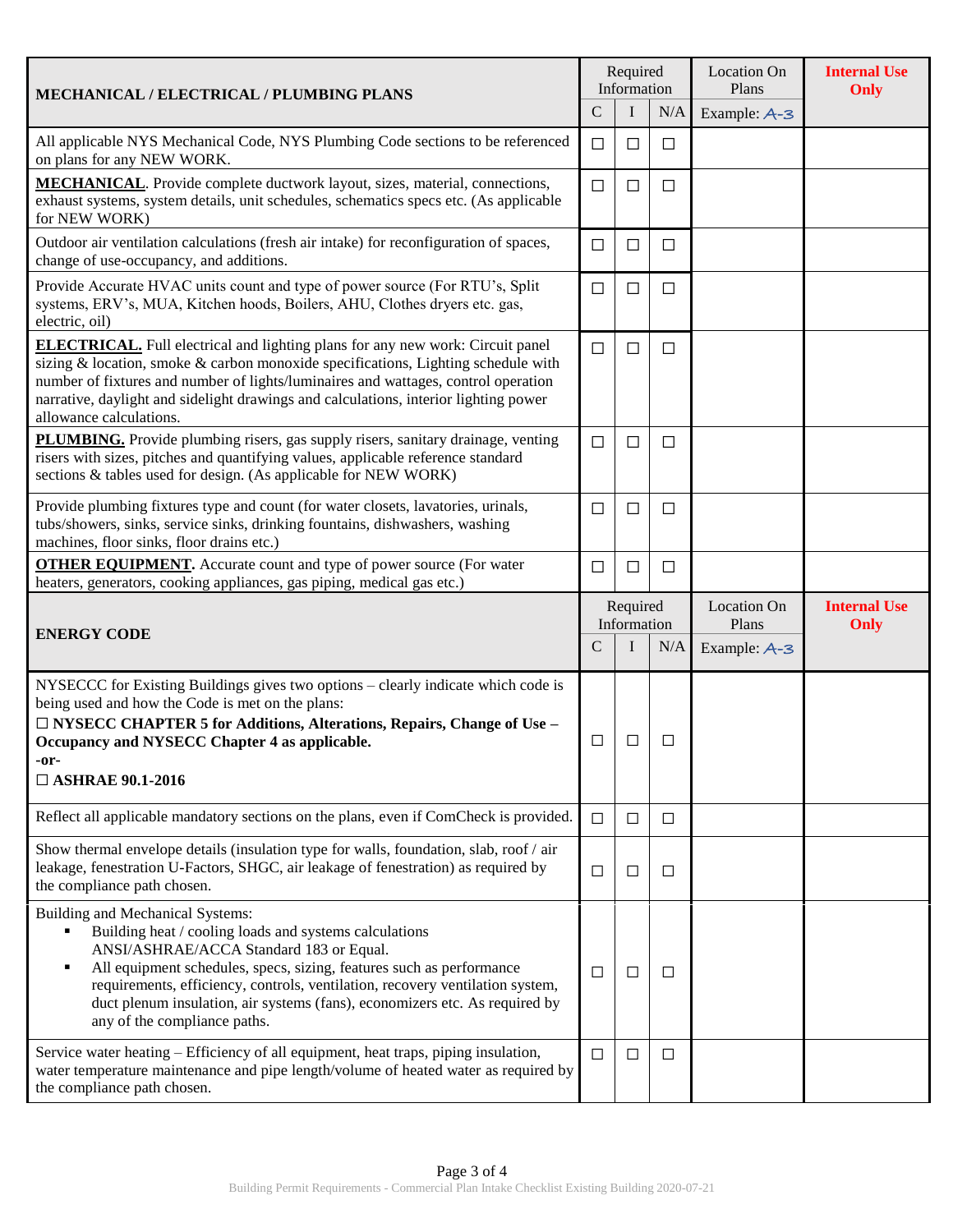| MECHANICAL / ELECTRICAL / PLUMBING PLANS | Required Information | | | Location On Plans | Internal Use Only |
|---|---|---|---|---|---|
| | C | I | N/A | Example: A-3 | |
| All applicable NYS Mechanical Code, NYS Plumbing Code sections to be referenced on plans for any NEW WORK. | ☐ | ☐ | ☐ | | |
| **MECHANICAL**. Provide complete ductwork layout, sizes, material, connections, exhaust systems, system details, unit schedules, schematics specs etc. (As applicable for NEW WORK) | ☐ | ☐ | ☐ | | |
| Outdoor air ventilation calculations (fresh air intake) for reconfiguration of spaces, change of use-occupancy, and additions. | ☐ | ☐ | ☐ | | |
| Provide Accurate HVAC units count and type of power source (For RTU's, Split systems, ERV's, MUA, Kitchen hoods, Boilers, AHU, Clothes dryers etc. gas, electric, oil) | ☐ | ☐ | ☐ | | |
| **ELECTRICAL.** Full electrical and lighting plans for any new work: Circuit panel sizing & location, smoke & carbon monoxide specifications, Lighting schedule with number of fixtures and number of lights/luminaires and wattages, control operation narrative, daylight and sidelight drawings and calculations, interior lighting power allowance calculations. | ☐ | ☐ | ☐ | | |
| **PLUMBING.** Provide plumbing risers, gas supply risers, sanitary drainage, venting risers with sizes, pitches and quantifying values, applicable reference standard sections & tables used for design. (As applicable for NEW WORK) | ☐ | ☐ | ☐ | | |
| Provide plumbing fixtures type and count (for water closets, lavatories, urinals, tubs/showers, sinks, service sinks, drinking fountains, dishwashers, washing machines, floor sinks, floor drains etc.) | ☐ | ☐ | ☐ | | |
| **OTHER EQUIPMENT.** Accurate count and type of power source (For water heaters, generators, cooking appliances, gas piping, medical gas etc.) | ☐ | ☐ | ☐ | | |
| **ENERGY CODE** | **Required Information** | | | **Location On Plans** | **Internal Use Only** |
| | C | I | N/A | Example: A-3 | |
| NYSECCC for Existing Buildings gives two options – clearly indicate which code is being used and how the Code is met on the plans:<br>☐ **NYSECC CHAPTER 5 for Additions, Alterations, Repairs, Change of Use – Occupancy and NYSECC Chapter 4 as applicable.**<br>**-or-**<br>☐ **ASHRAE 90.1-2016** | ☐ | ☐ | ☐ | | |
| Reflect all applicable mandatory sections on the plans, even if ComCheck is provided. | ☐ | ☐ | ☐ | | |
| Show thermal envelope details (insulation type for walls, foundation, slab, roof / air leakage, fenestration U-Factors, SHGC, air leakage of fenestration) as required by the compliance path chosen. | ☐ | ☐ | ☐ | | |
| Building and Mechanical Systems:<br>▪ Building heat / cooling loads and systems calculations ANSI/ASHRAE/ACCA Standard 183 or Equal.<br>▪ All equipment schedules, specs, sizing, features such as performance requirements, efficiency, controls, ventilation, recovery ventilation system, duct plenum insulation, air systems (fans), economizers etc. As required by any of the compliance paths. | ☐ | ☐ | ☐ | | |
| Service water heating – Efficiency of all equipment, heat traps, piping insulation, water temperature maintenance and pipe length/volume of heated water as required by the compliance path chosen. | ☐ | ☐ | ☐ | | |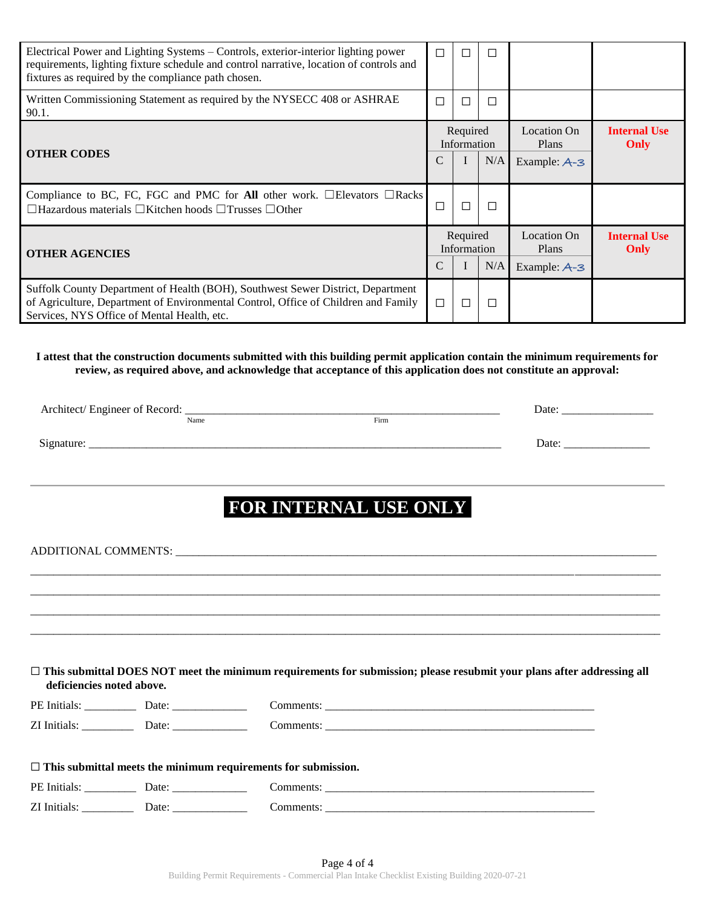| | | | | | |
|---|---|---|---|---|---|
| Electrical Power and Lighting Systems – Controls, exterior-interior lighting power requirements, lighting fixture schedule and control narrative, location of controls and fixtures as required by the compliance path chosen. | ☐ | ☐ | ☐ | | |
| Written Commissioning Statement as required by the NYSECC 408 or ASHRAE 90.1. | ☐ | ☐ | ☐ | | |
| **OTHER CODES** | Required Information | | | Location On Plans | **Internal Use Only** |
| | C | I | N/A | Example: A-3 | |
| Compliance to BC, FC, FGC and PMC for **All** other work. ☐Elevators ☐Racks ☐Hazardous materials ☐Kitchen hoods ☐Trusses ☐Other | ☐ | ☐ | ☐ | | |
| **OTHER AGENCIES** | Required Information | | | Location On Plans | **Internal Use Only** |
| | C | I | N/A | Example: A-3 | |
| Suffolk County Department of Health (BOH), Southwest Sewer District, Department of Agriculture, Department of Environmental Control, Office of Children and Family Services, NYS Office of Mental Health, etc. | ☐ | ☐ | ☐ | | |

**I attest that the construction documents submitted with this building permit application contain the minimum requirements for review, as required above, and acknowledge that acceptance of this application does not constitute an approval:**

Architect/ Engineer of Record: ______________________________ Date: ______________
Name Firm

Signature: ______________________________ Date: ______________

# FOR INTERNAL USE ONLY

ADDITIONAL COMMENTS: ______________________________

______________________________

______________________________

______________________________

______________________________

☐ **This submittal DOES NOT meet the minimum requirements for submission; please resubmit your plans after addressing all deficiencies noted above.**

PE Initials: _________ Date: _____________ Comments: ______________________________

ZI Initials: _________ Date: _____________ Comments: ______________________________

☐ **This submittal meets the minimum requirements for submission.**

PE Initials: _________ Date: _____________ Comments: ______________________________

ZI Initials: _________ Date: _____________ Comments: ______________________________

Building Permit Requirements - Commercial Plan Intake Checklist Existing Building 2020-07-21